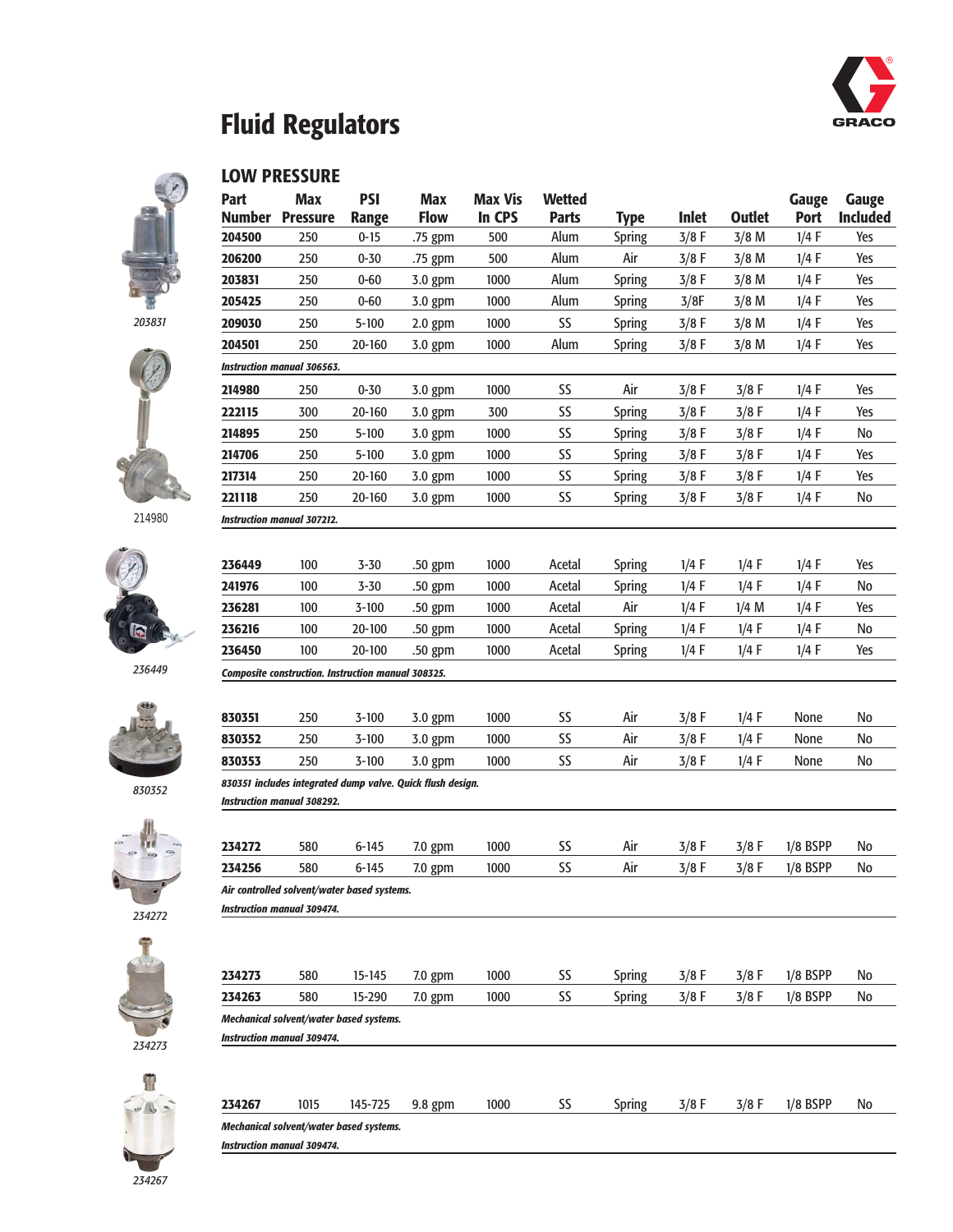# Fluid Regulators

## LOW PRESSURE

| Part Number | Max Pressure | PSI Range | Max Flow | Max Vis In CPS | Wetted Parts | Type | Inlet | Outlet | Gauge Port | Gauge Included |
|---|---|---|---|---|---|---|---|---|---|---|
| **204500** | 250 | 0-15 | .75 gpm | 500 | Alum | Spring | 3/8 F | 3/8 M | 1/4 F | Yes |
| **206200** | 250 | 0-30 | .75 gpm | 500 | Alum | Air | 3/8 F | 3/8 M | 1/4 F | Yes |
| **203831** | 250 | 0-60 | 3.0 gpm | 1000 | Alum | Spring | 3/8 F | 3/8 M | 1/4 F | Yes |
| **205425** | 250 | 0-60 | 3.0 gpm | 1000 | Alum | Spring | 3/8F | 3/8 M | 1/4 F | Yes |
| **209030** | 250 | 5-100 | 2.0 gpm | 1000 | SS | Spring | 3/8 F | 3/8 M | 1/4 F | Yes |
| **204501** | 250 | 20-160 | 3.0 gpm | 1000 | Alum | Spring | 3/8 F | 3/8 M | 1/4 F | Yes |
| ***Instruction manual 306563.*** | | | | | | | | | | |
| **214980** | 250 | 0-30 | 3.0 gpm | 1000 | SS | Air | 3/8 F | 3/8 F | 1/4 F | Yes |
| **222115** | 300 | 20-160 | 3.0 gpm | 300 | SS | Spring | 3/8 F | 3/8 F | 1/4 F | Yes |
| **214895** | 250 | 5-100 | 3.0 gpm | 1000 | SS | Spring | 3/8 F | 3/8 F | 1/4 F | No |
| **214706** | 250 | 5-100 | 3.0 gpm | 1000 | SS | Spring | 3/8 F | 3/8 F | 1/4 F | Yes |
| **217314** | 250 | 20-160 | 3.0 gpm | 1000 | SS | Spring | 3/8 F | 3/8 F | 1/4 F | Yes |
| **221118** | 250 | 20-160 | 3.0 gpm | 1000 | SS | Spring | 3/8 F | 3/8 F | 1/4 F | No |
| ***Instruction manual 307212.*** | | | | | | | | | | |
| **236449** | 100 | 3-30 | .50 gpm | 1000 | Acetal | Spring | 1/4 F | 1/4 F | 1/4 F | Yes |
| **241976** | 100 | 3-30 | .50 gpm | 1000 | Acetal | Spring | 1/4 F | 1/4 F | 1/4 F | No |
| **236281** | 100 | 3-100 | .50 gpm | 1000 | Acetal | Air | 1/4 F | 1/4 M | 1/4 F | Yes |
| **236216** | 100 | 20-100 | .50 gpm | 1000 | Acetal | Spring | 1/4 F | 1/4 F | 1/4 F | No |
| **236450** | 100 | 20-100 | .50 gpm | 1000 | Acetal | Spring | 1/4 F | 1/4 F | 1/4 F | Yes |
| ***Composite construction. Instruction manual 308325.*** | | | | | | | | | | |
| **830351** | 250 | 3-100 | 3.0 gpm | 1000 | SS | Air | 3/8 F | 1/4 F | None | No |
| **830352** | 250 | 3-100 | 3.0 gpm | 1000 | SS | Air | 3/8 F | 1/4 F | None | No |
| **830353** | 250 | 3-100 | 3.0 gpm | 1000 | SS | Air | 3/8 F | 1/4 F | None | No |
| ***830351 includes integrated dump valve. Quick flush design. Instruction manual 308292.*** | | | | | | | | | | |
| **234272** | 580 | 6-145 | 7.0 gpm | 1000 | SS | Air | 3/8 F | 3/8 F | 1/8 BSPP | No |
| **234256** | 580 | 6-145 | 7.0 gpm | 1000 | SS | Air | 3/8 F | 3/8 F | 1/8 BSPP | No |
| ***Air controlled solvent/water based systems. Instruction manual 309474.*** | | | | | | | | | | |
| **234273** | 580 | 15-145 | 7.0 gpm | 1000 | SS | Spring | 3/8 F | 3/8 F | 1/8 BSPP | No |
| **234263** | 580 | 15-290 | 7.0 gpm | 1000 | SS | Spring | 3/8 F | 3/8 F | 1/8 BSPP | No |
| ***Mechanical solvent/water based systems. Instruction manual 309474.*** | | | | | | | | | | |
| **234267** | 1015 | 145-725 | 9.8 gpm | 1000 | SS | Spring | 3/8 F | 3/8 F | 1/8 BSPP | No |
| ***Mechanical solvent/water based systems. Instruction manual 309474.*** | | | | | | | | | | |

*203831*

214980

*236449*

*830352*

*234272*

*234273*

*234267*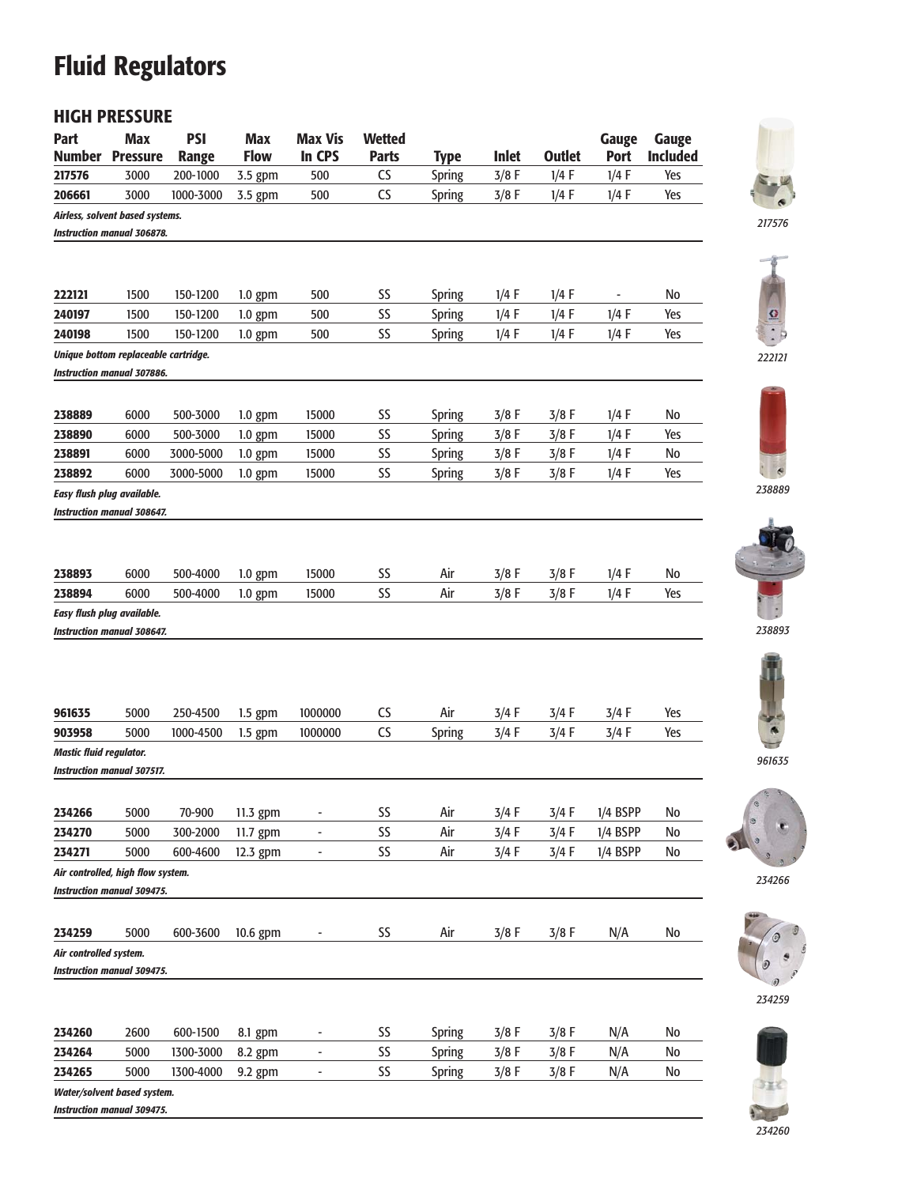# Fluid Regulators

## HIGH PRESSURE

| Part Number | Max Pressure | PSI Range | Max Flow | Max Vis In CPS | Wetted Parts | Type | Inlet | Outlet | Gauge Port | Gauge Included |
|---|---|---|---|---|---|---|---|---|---|---|
| **217576** | 3000 | 200-1000 | 3.5 gpm | 500 | CS | Spring | 3/8 F | 1/4 F | 1/4 F | Yes |
| **206661** | 3000 | 1000-3000 | 3.5 gpm | 500 | CS | Spring | 3/8 F | 1/4 F | 1/4 F | Yes |

***Airless, solvent based systems.***
***Instruction manual 306878.***

217576

| Part Number | Max Pressure | PSI Range | Max Flow | Max Vis In CPS | Wetted Parts | Type | Inlet | Outlet | Gauge Port | Gauge Included |
|---|---|---|---|---|---|---|---|---|---|---|
| **222121** | 1500 | 150-1200 | 1.0 gpm | 500 | SS | Spring | 1/4 F | 1/4 F | - | No |
| **240197** | 1500 | 150-1200 | 1.0 gpm | 500 | SS | Spring | 1/4 F | 1/4 F | 1/4 F | Yes |
| **240198** | 1500 | 150-1200 | 1.0 gpm | 500 | SS | Spring | 1/4 F | 1/4 F | 1/4 F | Yes |

***Unique bottom replaceable cartridge.***
***Instruction manual 307886.***

222121

| Part Number | Max Pressure | PSI Range | Max Flow | Max Vis In CPS | Wetted Parts | Type | Inlet | Outlet | Gauge Port | Gauge Included |
|---|---|---|---|---|---|---|---|---|---|---|
| **238889** | 6000 | 500-3000 | 1.0 gpm | 15000 | SS | Spring | 3/8 F | 3/8 F | 1/4 F | No |
| **238890** | 6000 | 500-3000 | 1.0 gpm | 15000 | SS | Spring | 3/8 F | 3/8 F | 1/4 F | Yes |
| **238891** | 6000 | 3000-5000 | 1.0 gpm | 15000 | SS | Spring | 3/8 F | 3/8 F | 1/4 F | No |
| **238892** | 6000 | 3000-5000 | 1.0 gpm | 15000 | SS | Spring | 3/8 F | 3/8 F | 1/4 F | Yes |

***Easy flush plug available.***
***Instruction manual 308647.***

238889

| Part Number | Max Pressure | PSI Range | Max Flow | Max Vis In CPS | Wetted Parts | Type | Inlet | Outlet | Gauge Port | Gauge Included |
|---|---|---|---|---|---|---|---|---|---|---|
| **238893** | 6000 | 500-4000 | 1.0 gpm | 15000 | SS | Air | 3/8 F | 3/8 F | 1/4 F | No |
| **238894** | 6000 | 500-4000 | 1.0 gpm | 15000 | SS | Air | 3/8 F | 3/8 F | 1/4 F | Yes |

***Easy flush plug available.***
***Instruction manual 308647.***

238893

| Part Number | Max Pressure | PSI Range | Max Flow | Max Vis In CPS | Wetted Parts | Type | Inlet | Outlet | Gauge Port | Gauge Included |
|---|---|---|---|---|---|---|---|---|---|---|
| **961635** | 5000 | 250-4500 | 1.5 gpm | 1000000 | CS | Air | 3/4 F | 3/4 F | 3/4 F | Yes |
| **903958** | 5000 | 1000-4500 | 1.5 gpm | 1000000 | CS | Spring | 3/4 F | 3/4 F | 3/4 F | Yes |

***Mastic fluid regulator.***
***Instruction manual 307517.***

961635

| Part Number | Max Pressure | PSI Range | Max Flow | Max Vis In CPS | Wetted Parts | Type | Inlet | Outlet | Gauge Port | Gauge Included |
|---|---|---|---|---|---|---|---|---|---|---|
| **234266** | 5000 | 70-900 | 11.3 gpm | - | SS | Air | 3/4 F | 3/4 F | 1/4 BSPP | No |
| **234270** | 5000 | 300-2000 | 11.7 gpm | - | SS | Air | 3/4 F | 3/4 F | 1/4 BSPP | No |
| **234271** | 5000 | 600-4600 | 12.3 gpm | - | SS | Air | 3/4 F | 3/4 F | 1/4 BSPP | No |

***Air controlled, high flow system.***
***Instruction manual 309475.***

234266

| Part Number | Max Pressure | PSI Range | Max Flow | Max Vis In CPS | Wetted Parts | Type | Inlet | Outlet | Gauge Port | Gauge Included |
|---|---|---|---|---|---|---|---|---|---|---|
| **234259** | 5000 | 600-3600 | 10.6 gpm | - | SS | Air | 3/8 F | 3/8 F | N/A | No |

***Air controlled system.***
***Instruction manual 309475.***

234259

| Part Number | Max Pressure | PSI Range | Max Flow | Max Vis In CPS | Wetted Parts | Type | Inlet | Outlet | Gauge Port | Gauge Included |
|---|---|---|---|---|---|---|---|---|---|---|
| **234260** | 2600 | 600-1500 | 8.1 gpm | - | SS | Spring | 3/8 F | 3/8 F | N/A | No |
| **234264** | 5000 | 1300-3000 | 8.2 gpm | - | SS | Spring | 3/8 F | 3/8 F | N/A | No |
| **234265** | 5000 | 1300-4000 | 9.2 gpm | - | SS | Spring | 3/8 F | 3/8 F | N/A | No |

***Water/solvent based system.***
***Instruction manual 309475.***

234260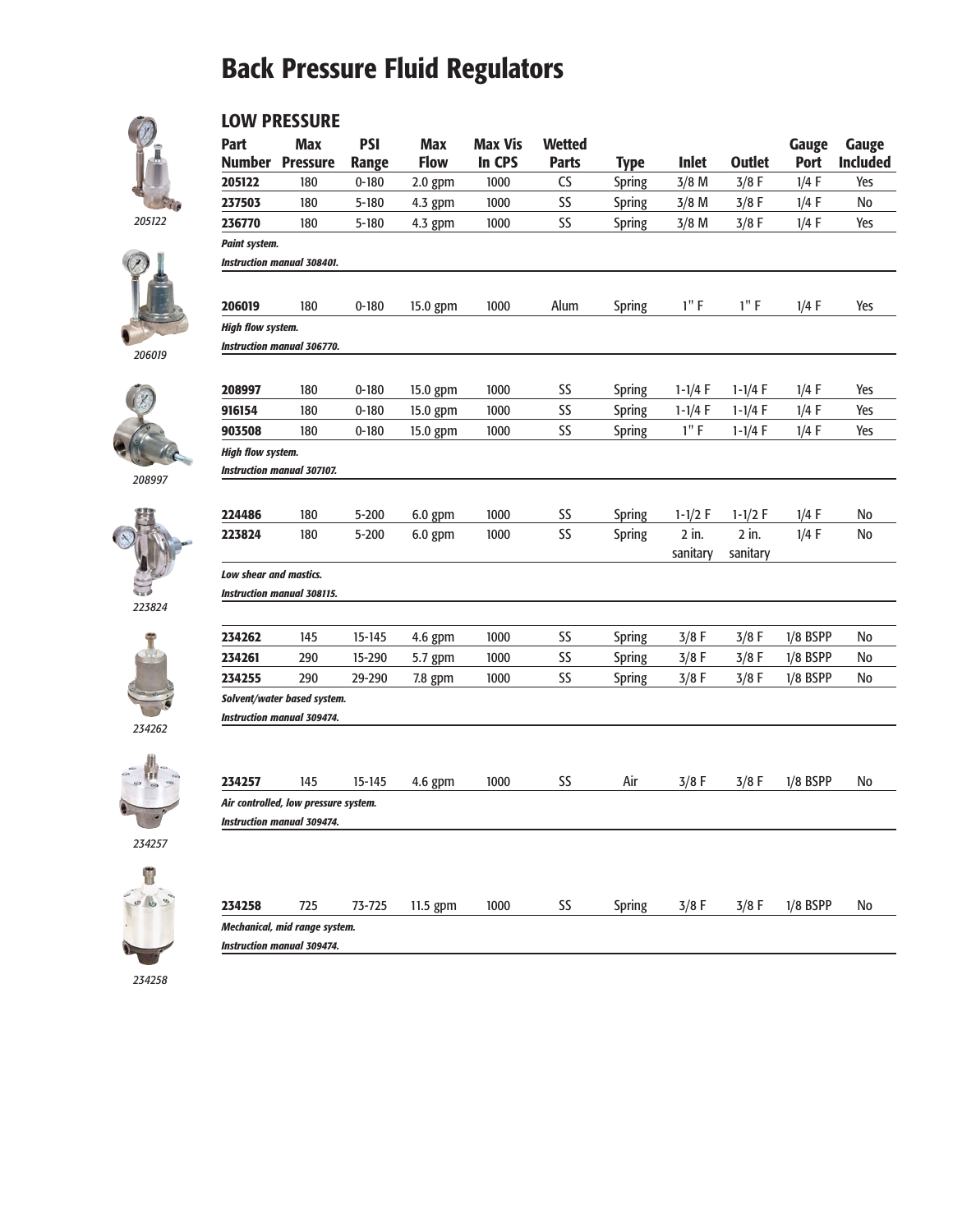# Back Pressure Fluid Regulators

## LOW PRESSURE

| Part Number | Max Pressure | PSI Range | Max Flow | Max Vis In CPS | Wetted Parts | Type | Inlet | Outlet | Gauge Port | Gauge Included |
|---|---|---|---|---|---|---|---|---|---|---|
| **205122** | 180 | 0-180 | 2.0 gpm | 1000 | CS | Spring | 3/8 M | 3/8 F | 1/4 F | Yes |
| **237503** | 180 | 5-180 | 4.3 gpm | 1000 | SS | Spring | 3/8 M | 3/8 F | 1/4 F | No |
| **236770** | 180 | 5-180 | 4.3 gpm | 1000 | SS | Spring | 3/8 M | 3/8 F | 1/4 F | Yes |
| ***Paint system.*** | | | | | | | | | | |
| ***Instruction manual 308401.*** | | | | | | | | | | |
| **206019** | 180 | 0-180 | 15.0 gpm | 1000 | Alum | Spring | 1" F | 1" F | 1/4 F | Yes |
| ***High flow system.*** | | | | | | | | | | |
| ***Instruction manual 306770.*** | | | | | | | | | | |
| **208997** | 180 | 0-180 | 15.0 gpm | 1000 | SS | Spring | 1-1/4 F | 1-1/4 F | 1/4 F | Yes |
| **916154** | 180 | 0-180 | 15.0 gpm | 1000 | SS | Spring | 1-1/4 F | 1-1/4 F | 1/4 F | Yes |
| **903508** | 180 | 0-180 | 15.0 gpm | 1000 | SS | Spring | 1" F | 1-1/4 F | 1/4 F | Yes |
| ***High flow system.*** | | | | | | | | | | |
| ***Instruction manual 307107.*** | | | | | | | | | | |
| **224486** | 180 | 5-200 | 6.0 gpm | 1000 | SS | Spring | 1-1/2 F | 1-1/2 F | 1/4 F | No |
| **223824** | 180 | 5-200 | 6.0 gpm | 1000 | SS | Spring | 2 in. sanitary | 2 in. sanitary | 1/4 F | No |
| ***Low shear and mastics.*** | | | | | | | | | | |
| ***Instruction manual 308115.*** | | | | | | | | | | |
| **234262** | 145 | 15-145 | 4.6 gpm | 1000 | SS | Spring | 3/8 F | 3/8 F | 1/8 BSPP | No |
| **234261** | 290 | 15-290 | 5.7 gpm | 1000 | SS | Spring | 3/8 F | 3/8 F | 1/8 BSPP | No |
| **234255** | 290 | 29-290 | 7.8 gpm | 1000 | SS | Spring | 3/8 F | 3/8 F | 1/8 BSPP | No |
| ***Solvent/water based system.*** | | | | | | | | | | |
| ***Instruction manual 309474.*** | | | | | | | | | | |
| **234257** | 145 | 15-145 | 4.6 gpm | 1000 | SS | Air | 3/8 F | 3/8 F | 1/8 BSPP | No |
| ***Air controlled, low pressure system.*** | | | | | | | | | | |
| ***Instruction manual 309474.*** | | | | | | | | | | |
| **234258** | 725 | 73-725 | 11.5 gpm | 1000 | SS | Spring | 3/8 F | 3/8 F | 1/8 BSPP | No |
| ***Mechanical, mid range system.*** | | | | | | | | | | |
| ***Instruction manual 309474.*** | | | | | | | | | | |

205122

206019

208997

223824

234262

234257

234258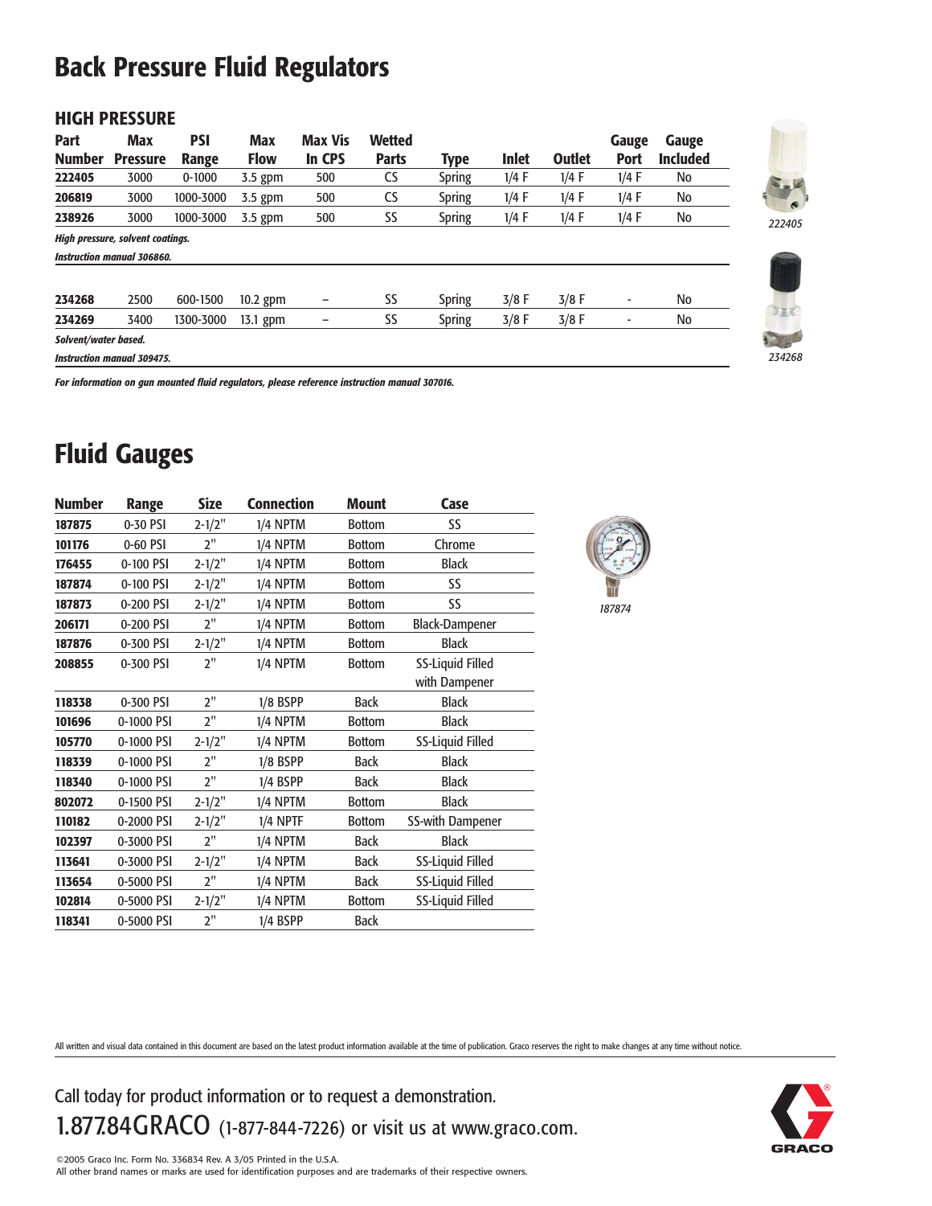# Back Pressure Fluid Regulators

## HIGH PRESSURE

| Part Number | Max Pressure | PSI Range | Max Flow | Max Vis In CPS | Wetted Parts | Type | Inlet | Outlet | Gauge Port | Gauge Included |
|---|---|---|---|---|---|---|---|---|---|---|
| **222405** | 3000 | 0-1000 | 3.5 gpm | 500 | CS | Spring | 1/4 F | 1/4 F | 1/4 F | No |
| **206819** | 3000 | 1000-3000 | 3.5 gpm | 500 | CS | Spring | 1/4 F | 1/4 F | 1/4 F | No |
| **238926** | 3000 | 1000-3000 | 3.5 gpm | 500 | SS | Spring | 1/4 F | 1/4 F | 1/4 F | No |

***High pressure, solvent coatings.***

***Instruction manual 306860.***

| Part Number | Max Pressure | PSI Range | Max Flow | Max Vis In CPS | Wetted Parts | Type | Inlet | Outlet | Gauge Port | Gauge Included |
|---|---|---|---|---|---|---|---|---|---|---|
| **234268** | 2500 | 600-1500 | 10.2 gpm | – | SS | Spring | 3/8 F | 3/8 F | - | No |
| **234269** | 3400 | 1300-3000 | 13.1 gpm | – | SS | Spring | 3/8 F | 3/8 F | - | No |

***Solvent/water based.***

***Instruction manual 309475.***

***For information on gun mounted fluid regulators, please reference instruction manual 307016.***

*222405*

*234268*

# Fluid Gauges

| Number | Range | Size | Connection | Mount | Case |
|---|---|---|---|---|---|
| **187875** | 0-30 PSI | 2-1/2" | 1/4 NPTM | Bottom | SS |
| **101176** | 0-60 PSI | 2" | 1/4 NPTM | Bottom | Chrome |
| **176455** | 0-100 PSI | 2-1/2" | 1/4 NPTM | Bottom | Black |
| **187874** | 0-100 PSI | 2-1/2" | 1/4 NPTM | Bottom | SS |
| **187873** | 0-200 PSI | 2-1/2" | 1/4 NPTM | Bottom | SS |
| **206171** | 0-200 PSI | 2" | 1/4 NPTM | Bottom | Black-Dampener |
| **187876** | 0-300 PSI | 2-1/2" | 1/4 NPTM | Bottom | Black |
| **208855** | 0-300 PSI | 2" | 1/4 NPTM | Bottom | SS-Liquid Filled with Dampener |
| **118338** | 0-300 PSI | 2" | 1/8 BSPP | Back | Black |
| **101696** | 0-1000 PSI | 2" | 1/4 NPTM | Bottom | Black |
| **105770** | 0-1000 PSI | 2-1/2" | 1/4 NPTM | Bottom | SS-Liquid Filled |
| **118339** | 0-1000 PSI | 2" | 1/8 BSPP | Back | Black |
| **118340** | 0-1000 PSI | 2" | 1/4 BSPP | Back | Black |
| **802072** | 0-1500 PSI | 2-1/2" | 1/4 NPTM | Bottom | Black |
| **110182** | 0-2000 PSI | 2-1/2" | 1/4 NPTF | Bottom | SS-with Dampener |
| **102397** | 0-3000 PSI | 2" | 1/4 NPTM | Back | Black |
| **113641** | 0-3000 PSI | 2-1/2" | 1/4 NPTM | Back | SS-Liquid Filled |
| **113654** | 0-5000 PSI | 2" | 1/4 NPTM | Back | SS-Liquid Filled |
| **102814** | 0-5000 PSI | 2-1/2" | 1/4 NPTM | Bottom | SS-Liquid Filled |
| **118341** | 0-5000 PSI | 2" | 1/4 BSPP | Back | |

*187874*

All written and visual data contained in this document are based on the latest product information available at the time of publication. Graco reserves the right to make changes at any time without notice.

Call today for product information or to request a demonstration.

1.877.84GRACO (1-877-844-7226) or visit us at www.graco.com.

GRACO

©2005 Graco Inc. Form No. 336834 Rev. A 3/05 Printed in the U.S.A.
All other brand names or marks are used for identification purposes and are trademarks of their respective owners.